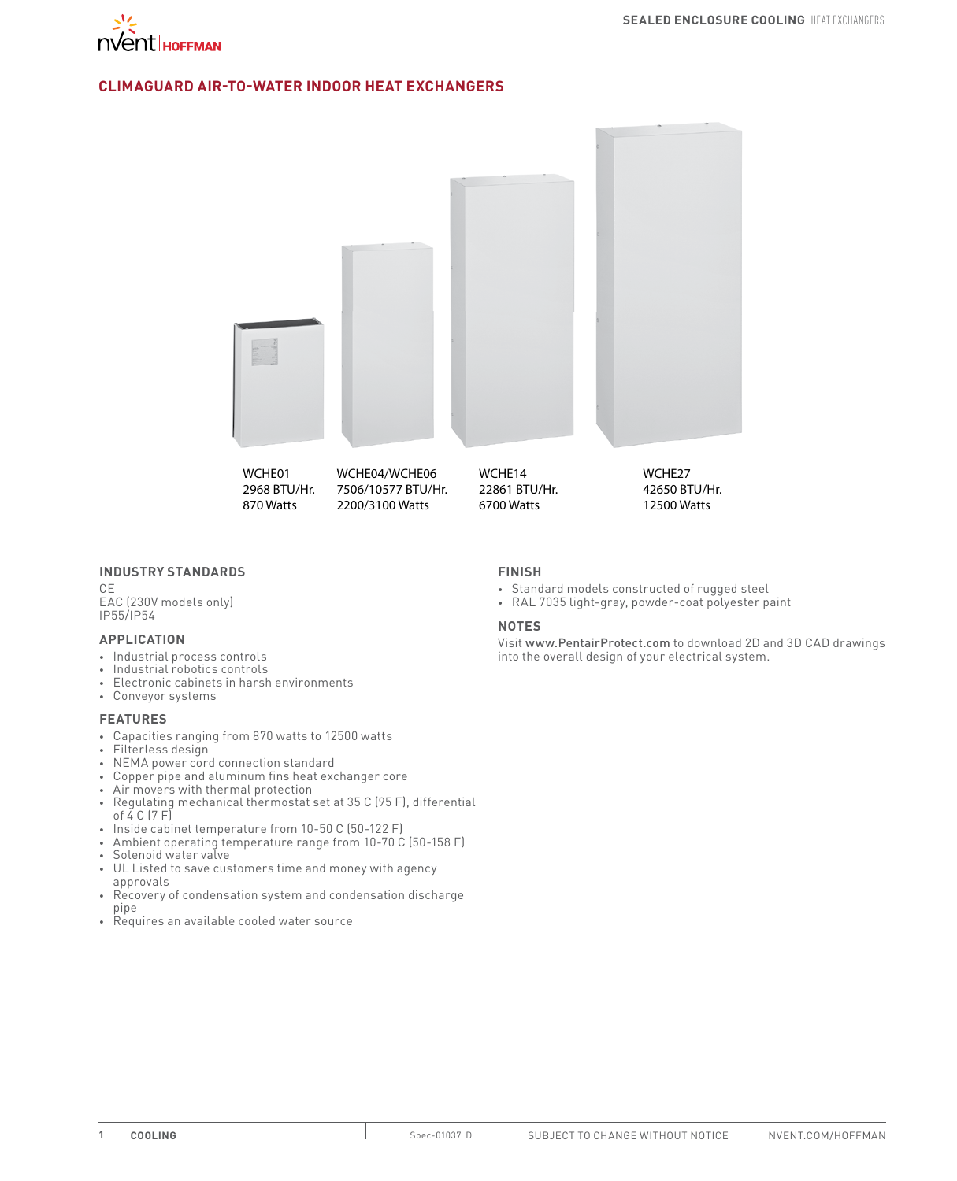# CLIMAGUARD AIR-TO-WATER INDOOR HEAT EXCHANGERS

WCHE01
2968 BTU/Hr.
870 Watts

WCHE04/WCHE06
7506/10577 BTU/Hr.
2200/3100 Watts

WCHE14
22861 BTU/Hr.
6700 Watts

WCHE27
42650 BTU/Hr.
12500 Watts

## INDUSTRY STANDARDS

CE
EAC (230V models only)
IP55/IP54

## APPLICATION

- Industrial process controls
- Industrial robotics controls
- Electronic cabinets in harsh environments
- Conveyor systems

## FEATURES

- Capacities ranging from 870 watts to 12500 watts
- Filterless design
- NEMA power cord connection standard
- Copper pipe and aluminum fins heat exchanger core
- Air movers with thermal protection
- Regulating mechanical thermostat set at 35 C (95 F), differential of 4 C (7 F)
- Inside cabinet temperature from 10-50 C (50-122 F)
- Ambient operating temperature range from 10-70 C (50-158 F)
- Solenoid water valve
- UL Listed to save customers time and money with agency approvals
- Recovery of condensation system and condensation discharge pipe
- Requires an available cooled water source

## FINISH

- Standard models constructed of rugged steel
- RAL 7035 light-gray, powder-coat polyester paint

## NOTES

Visit www.PentairProtect.com to download 2D and 3D CAD drawings into the overall design of your electrical system.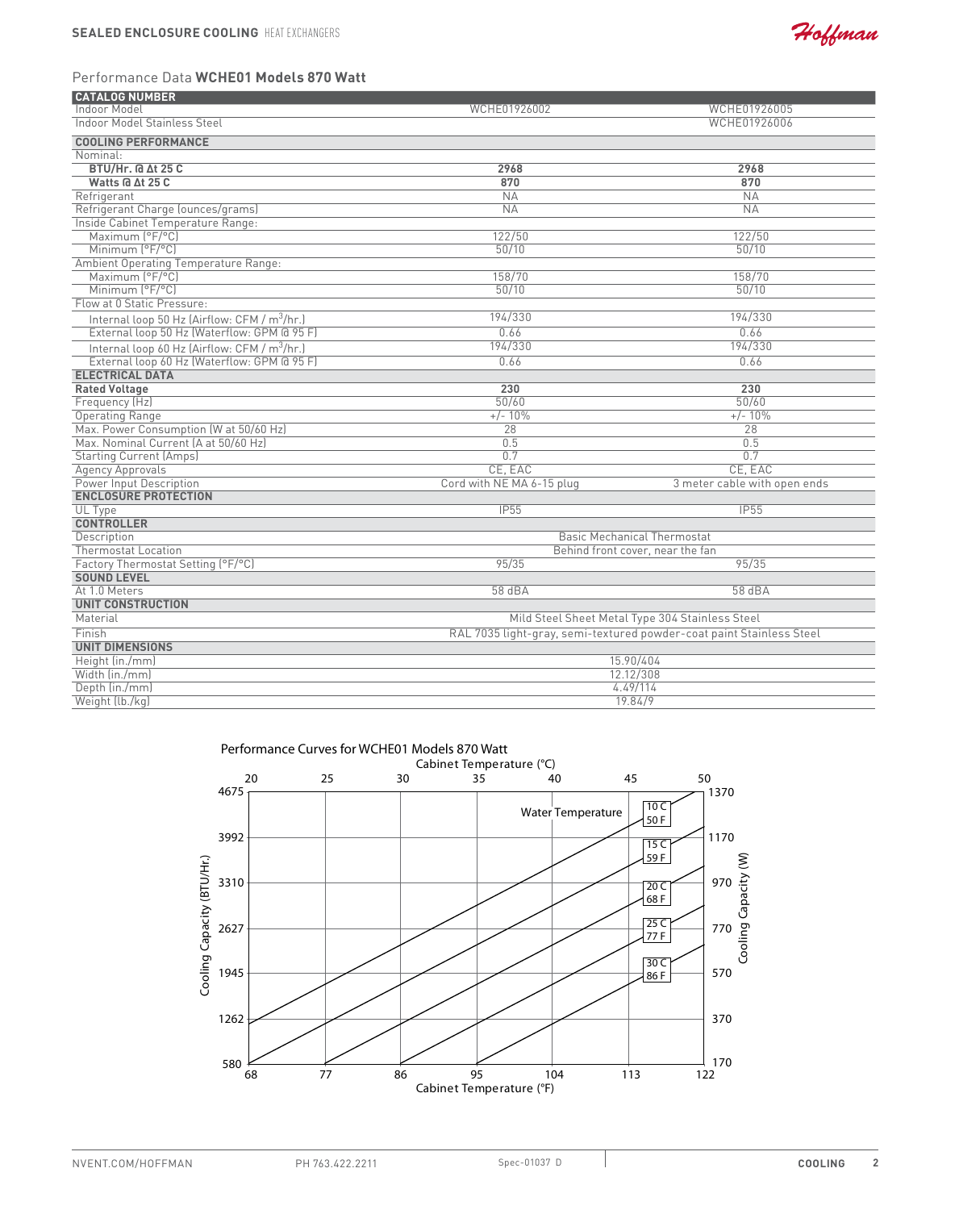## Performance Data **WCHE01 Models 870 Watt**

| **CATALOG NUMBER** | | |
|---|---|---|
| Indoor Model | WCHE01926002 | WCHE01926005 |
| Indoor Model Stainless Steel | | WCHE01926006 |
| **COOLING PERFORMANCE** | | |
| Nominal: | | |
| **BTU/Hr. @ Δt 25 C** | **2968** | **2968** |
| **Watts @ Δt 25 C** | **870** | **870** |
| Refrigerant | NA | NA |
| Refrigerant Charge (ounces/grams) | NA | NA |
| Inside Cabinet Temperature Range: | | |
| Maximum (°F/°C) | 122/50 | 122/50 |
| Minimum (°F/°C) | 50/10 | 50/10 |
| Ambient Operating Temperature Range: | | |
| Maximum (°F/°C) | 158/70 | 158/70 |
| Minimum (°F/°C) | 50/10 | 50/10 |
| Flow at 0 Static Pressure: | | |
| Internal loop 50 Hz (Airflow: CFM / $m^3$/hr.) | 194/330 | 194/330 |
| External loop 50 Hz (Waterflow: GPM @ 95 F) | 0.66 | 0.66 |
| Internal loop 60 Hz (Airflow: CFM / $m^3$/hr.) | 194/330 | 194/330 |
| External loop 60 Hz (Waterflow: GPM @ 95 F) | 0.66 | 0.66 |
| **ELECTRICAL DATA** | | |
| **Rated Voltage** | **230** | **230** |
| Frequency (Hz) | 50/60 | 50/60 |
| Operating Range | +/- 10% | +/- 10% |
| Max. Power Consumption (W at 50/60 Hz) | 28 | 28 |
| Max. Nominal Current (A at 50/60 Hz) | 0.5 | 0.5 |
| Starting Current (Amps) | 0.7 | 0.7 |
| Agency Approvals | CE, EAC | CE, EAC |
| Power Input Description | Cord with NE MA 6-15 plug | 3 meter cable with open ends |
| **ENCLOSURE PROTECTION** | | |
| UL Type | IP55 | IP55 |
| **CONTROLLER** | | |
| Description | Basic Mechanical Thermostat | |
| Thermostat Location | Behind front cover, near the fan | |
| Factory Thermostat Setting (°F/°C) | 95/35 | 95/35 |
| **SOUND LEVEL** | | |
| At 1.0 Meters | 58 dBA | 58 dBA |
| **UNIT CONSTRUCTION** | | |
| Material | Mild Steel Sheet Metal | Type 304 Stainless Steel |
| Finish | RAL 7035 light-gray, semi-textured powder-coat paint | Stainless Steel |
| **UNIT DIMENSIONS** | | |
| Height (in./mm) | 15.90/404 | |
| Width (in./mm) | 12.12/308 | |
| Depth (in./mm) | 4.49/114 | |
| Weight (lb./kg) | 19.84/9 | |

Performance Curves for WCHE01 Models 870 Watt

Cabinet Temperature (°C): 20, 25, 30, 35, 40, 45, 50

Cooling Capacity (BTU/Hr.): 580, 1262, 1945, 2627, 3310, 3992, 4675

Cooling Capacity (W): 170, 370, 570, 770, 970, 1170, 1370

Water Temperature: 10 C / 50 F; 15 C / 59 F; 20 C / 68 F; 25 C / 77 F; 30 C / 86 F

Cabinet Temperature (°F): 68, 77, 86, 95, 104, 113, 122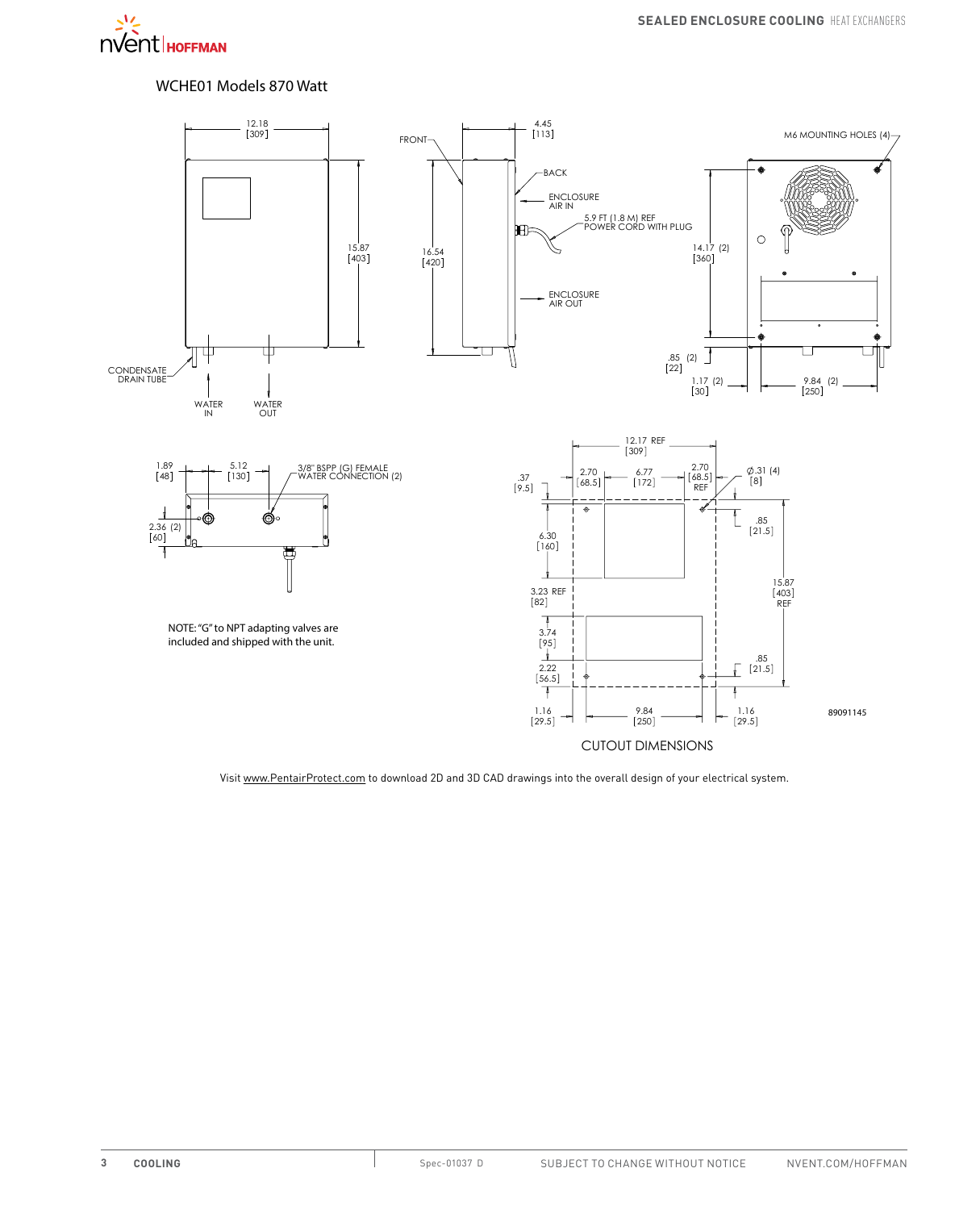## WCHE01 Models 870 Watt

12.18 [309]

15.87 [403]

CONDENSATE DRAIN TUBE

WATER IN

WATER OUT

FRONT

4.45 [113]

BACK

ENCLOSURE AIR IN

5.9 FT (1.8 M) REF POWER CORD WITH PLUG

16.54 [420]

ENCLOSURE AIR OUT

M6 MOUNTING HOLES (4)

14.17 (2) [360]

.85 (2) [22]

1.17 (2) [30]

9.84 (2) [250]

1.89 [48]

5.12 [130]

3/8" BSPP (G) FEMALE WATER CONNECTION (2)

2.36 (2) [60]

NOTE: "G" to NPT adapting valves are included and shipped with the unit.

12.17 REF [309]

.37 [9.5]

2.70 [68.5]

6.77 [172]

2.70 [68.5] REF

∅.31 (4) [8]

.85 [21.5]

6.30 [160]

15.87 [403] REF

3.23 REF [82]

3.74 [95]

2.22 [56.5]

.85 [21.5]

1.16 [29.5]

9.84 [250]

1.16 [29.5]

89091145

CUTOUT DIMENSIONS

Visit www.PentairProtect.com to download 2D and 3D CAD drawings into the overall design of your electrical system.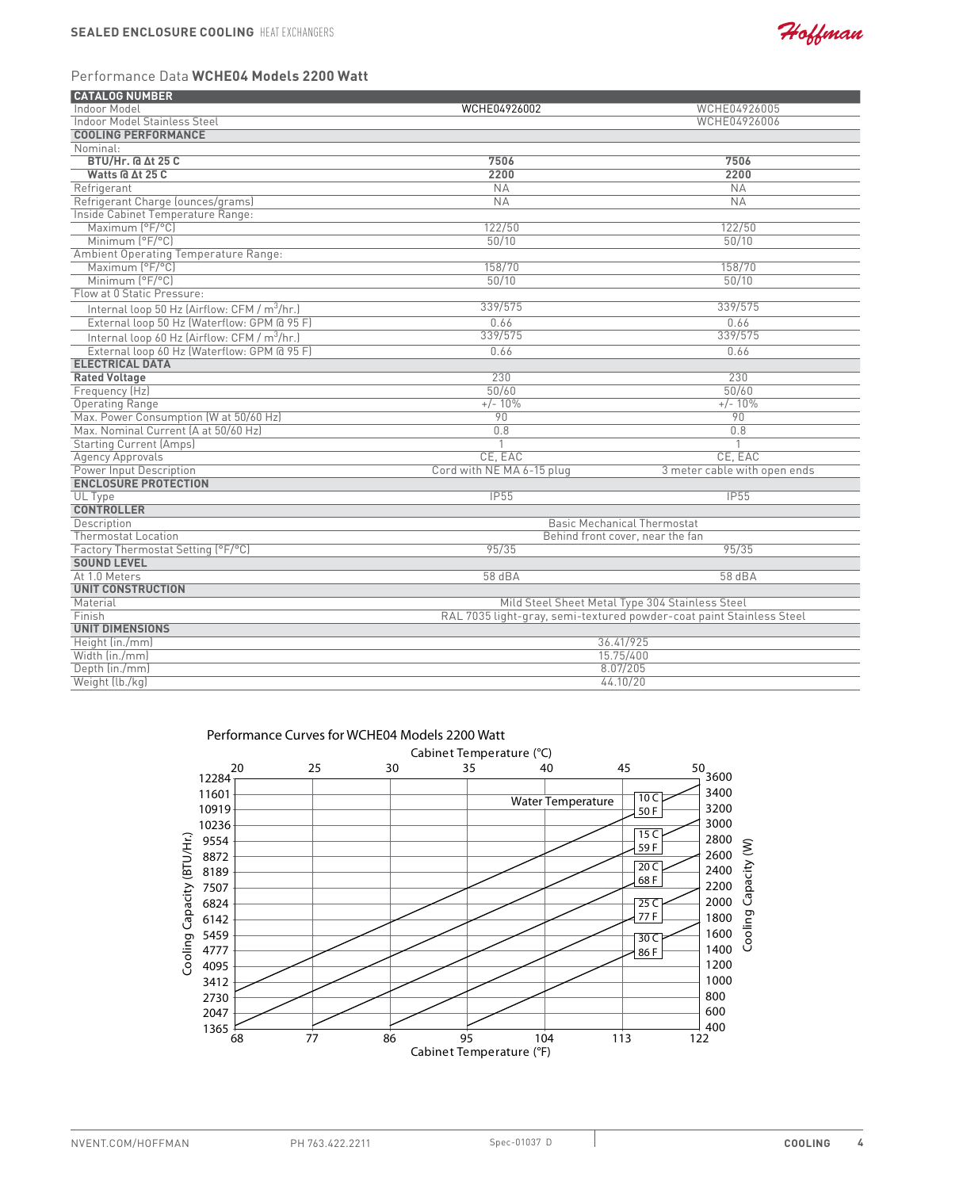## Performance Data **WCHE04 Models 2200 Watt**

| CATALOG NUMBER | | |
|---|---|---|
| Indoor Model | WCHE04926002 | WCHE04926005 |
| Indoor Model Stainless Steel | | WCHE04926006 |
| **COOLING PERFORMANCE** | | |
| Nominal: | | |
| **BTU/Hr. @ Δt 25 C** | **7506** | **7506** |
| **Watts @ Δt 25 C** | **2200** | **2200** |
| Refrigerant | NA | NA |
| Refrigerant Charge (ounces/grams) | NA | NA |
| Inside Cabinet Temperature Range: | | |
| Maximum (°F/°C) | 122/50 | 122/50 |
| Minimum (°F/°C) | 50/10 | 50/10 |
| Ambient Operating Temperature Range: | | |
| Maximum (°F/°C) | 158/70 | 158/70 |
| Minimum (°F/°C) | 50/10 | 50/10 |
| Flow at 0 Static Pressure: | | |
| Internal loop 50 Hz (Airflow: CFM / $m^3$/hr.) | 339/575 | 339/575 |
| External loop 50 Hz (Waterflow: GPM @ 95 F) | 0.66 | 0.66 |
| Internal loop 60 Hz (Airflow: CFM / $m^3$/hr.) | 339/575 | 339/575 |
| External loop 60 Hz (Waterflow: GPM @ 95 F) | 0.66 | 0.66 |
| **ELECTRICAL DATA** | | |
| **Rated Voltage** | 230 | 230 |
| Frequency (Hz) | 50/60 | 50/60 |
| Operating Range | +/- 10% | +/- 10% |
| Max. Power Consumption (W at 50/60 Hz) | 90 | 90 |
| Max. Nominal Current (A at 50/60 Hz) | 0.8 | 0.8 |
| Starting Current (Amps) | 1 | 1 |
| Agency Approvals | CE, EAC | CE, EAC |
| Power Input Description | Cord with NE MA 6-15 plug | 3 meter cable with open ends |
| **ENCLOSURE PROTECTION** | | |
| UL Type | IP55 | IP55 |
| **CONTROLLER** | | |
| Description | Basic Mechanical Thermostat | |
| Thermostat Location | Behind front cover, near the fan | |
| Factory Thermostat Setting (°F/°C) | 95/35 | 95/35 |
| **SOUND LEVEL** | | |
| At 1.0 Meters | 58 dBA | 58 dBA |
| **UNIT CONSTRUCTION** | | |
| Material | Mild Steel Sheet Metal | Type 304 Stainless Steel |
| Finish | RAL 7035 light-gray, semi-textured powder-coat paint | Stainless Steel |
| **UNIT DIMENSIONS** | | |
| Height (in./mm) | 36.41/925 | |
| Width (in./mm) | 15.75/400 | |
| Depth (in./mm) | 8.07/205 | |
| Weight (lb./kg) | 44.10/20 | |

Performance Curves for WCHE04 Models 2200 Watt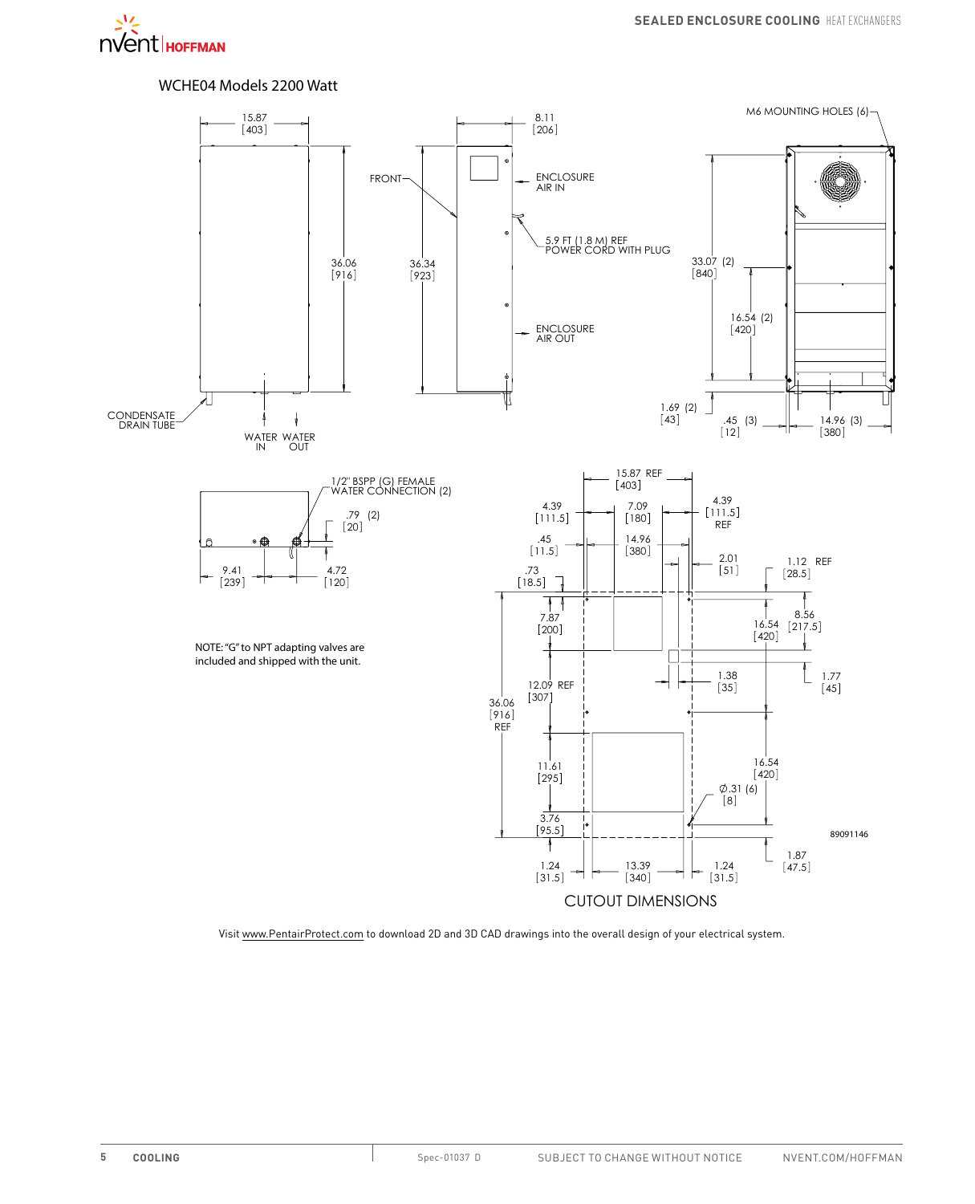## WCHE04 Models 2200 Watt

15.87 [403]

8.11 [206]

M6 MOUNTING HOLES (6)

FRONT

ENCLOSURE AIR IN

5.9 FT (1.8 M) REF POWER CORD WITH PLUG

36.06 [916]

36.34 [923]

33.07 (2) [840]

16.54 (2) [420]

ENCLOSURE AIR OUT

1.69 (2) [43]

.45 (3) [12]

14.96 (3) [380]

CONDENSATE DRAIN TUBE

WATER IN

WATER OUT

1/2" BSPP (G) FEMALE WATER CONNECTION (2)

.79 (2) [20]

9.41 [239]

4.72 [120]

NOTE: "G" to NPT adapting valves are included and shipped with the unit.

15.87 REF [403]

4.39 [111.5]

7.09 [180]

4.39 [111.5] REF

.45 [11.5]

14.96 [380]

2.01 [51]

1.12 REF [28.5]

.73 [18.5]

7.87 [200]

16.54 [420]

8.56 [217.5]

1.38 [35]

1.77 [45]

12.09 REF [307]

36.06 [916] REF

16.54 [420]

11.61 [295]

∅.31 (6) [8]

3.76 [95.5]

89091146

1.87 [47.5]

1.24 [31.5]

13.39 [340]

1.24 [31.5]

CUTOUT DIMENSIONS

Visit www.PentairProtect.com to download 2D and 3D CAD drawings into the overall design of your electrical system.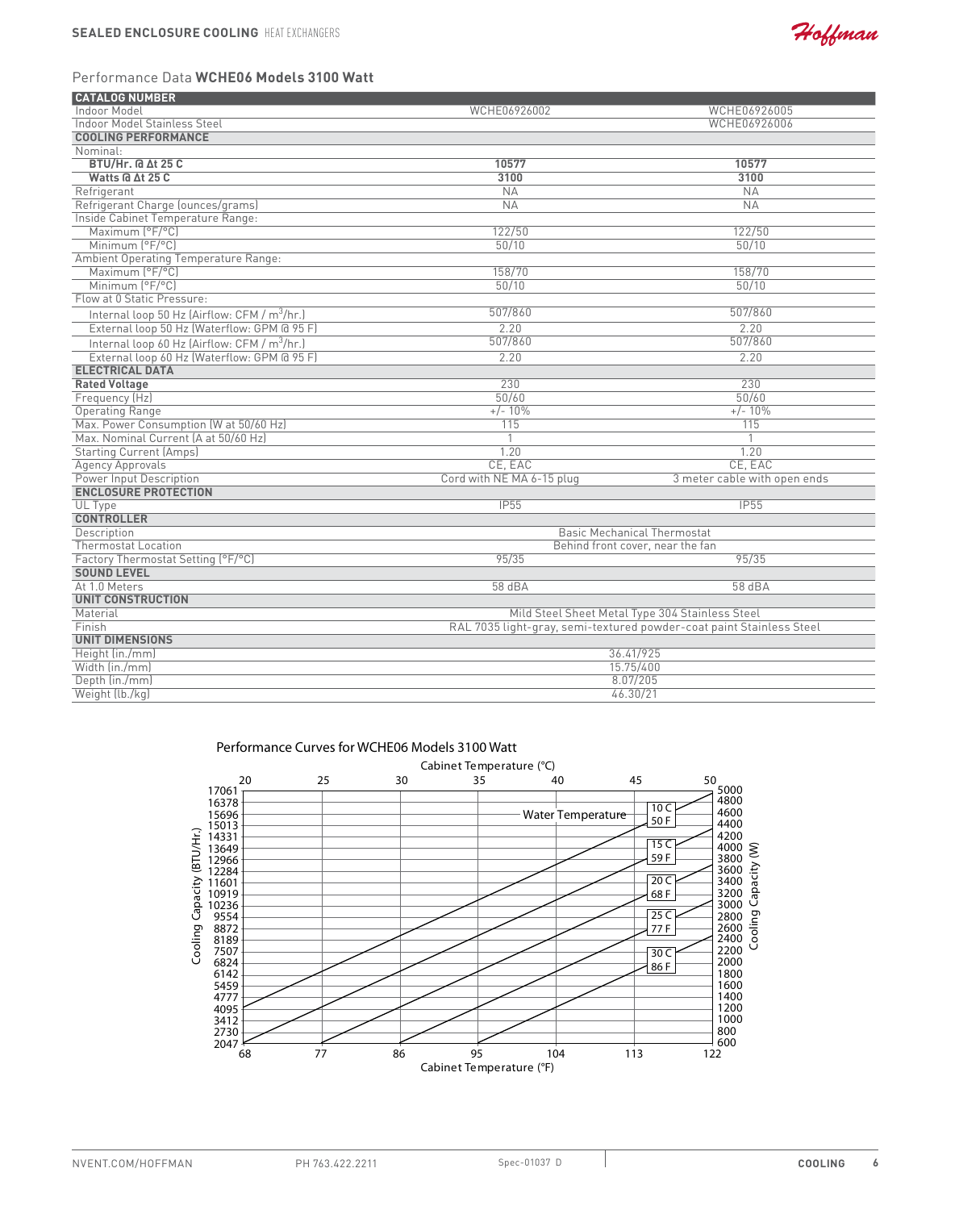## Performance Data **WCHE06 Models 3100 Watt**

| CATALOG NUMBER | | |
|---|---|---|
| Indoor Model | WCHE06926002 | WCHE06926005 |
| Indoor Model Stainless Steel | | WCHE06926006 |
| **COOLING PERFORMANCE** | | |
| Nominal: | | |
| **BTU/Hr. @ Δt 25 C** | **10577** | **10577** |
| **Watts @ Δt 25 C** | **3100** | **3100** |
| Refrigerant | NA | NA |
| Refrigerant Charge (ounces/grams) | NA | NA |
| Inside Cabinet Temperature Range: | | |
| Maximum (°F/°C) | 122/50 | 122/50 |
| Minimum (°F/°C) | 50/10 | 50/10 |
| Ambient Operating Temperature Range: | | |
| Maximum (°F/°C) | 158/70 | 158/70 |
| Minimum (°F/°C) | 50/10 | 50/10 |
| Flow at 0 Static Pressure: | | |
| Internal loop 50 Hz (Airflow: CFM / $m^3$/hr.) | 507/860 | 507/860 |
| External loop 50 Hz (Waterflow: GPM @ 95 F) | 2.20 | 2.20 |
| Internal loop 60 Hz (Airflow: CFM / $m^3$/hr.) | 507/860 | 507/860 |
| External loop 60 Hz (Waterflow: GPM @ 95 F) | 2.20 | 2.20 |
| **ELECTRICAL DATA** | | |
| **Rated Voltage** | 230 | 230 |
| Frequency (Hz) | 50/60 | 50/60 |
| Operating Range | +/- 10% | +/- 10% |
| Max. Power Consumption (W at 50/60 Hz) | 115 | 115 |
| Max. Nominal Current (A at 50/60 Hz) | 1 | 1 |
| Starting Current (Amps) | 1.20 | 1.20 |
| Agency Approvals | CE, EAC | CE, EAC |
| Power Input Description | Cord with NE MA 6-15 plug | 3 meter cable with open ends |
| **ENCLOSURE PROTECTION** | | |
| UL Type | IP55 | IP55 |
| **CONTROLLER** | | |
| Description | Basic Mechanical Thermostat | |
| Thermostat Location | Behind front cover, near the fan | |
| Factory Thermostat Setting (°F/°C) | 95/35 | 95/35 |
| **SOUND LEVEL** | | |
| At 1.0 Meters | 58 dBA | 58 dBA |
| **UNIT CONSTRUCTION** | | |
| Material | Mild Steel Sheet Metal Type 304 Stainless Steel | |
| Finish | RAL 7035 light-gray, semi-textured powder-coat paint Stainless Steel | |
| **UNIT DIMENSIONS** | | |
| Height (in./mm) | 36.41/925 | |
| Width (in./mm) | 15.75/400 | |
| Depth (in./mm) | 8.07/205 | |
| Weight (lb./kg) | 46.30/21 | |

Performance Curves for WCHE06 Models 3100 Watt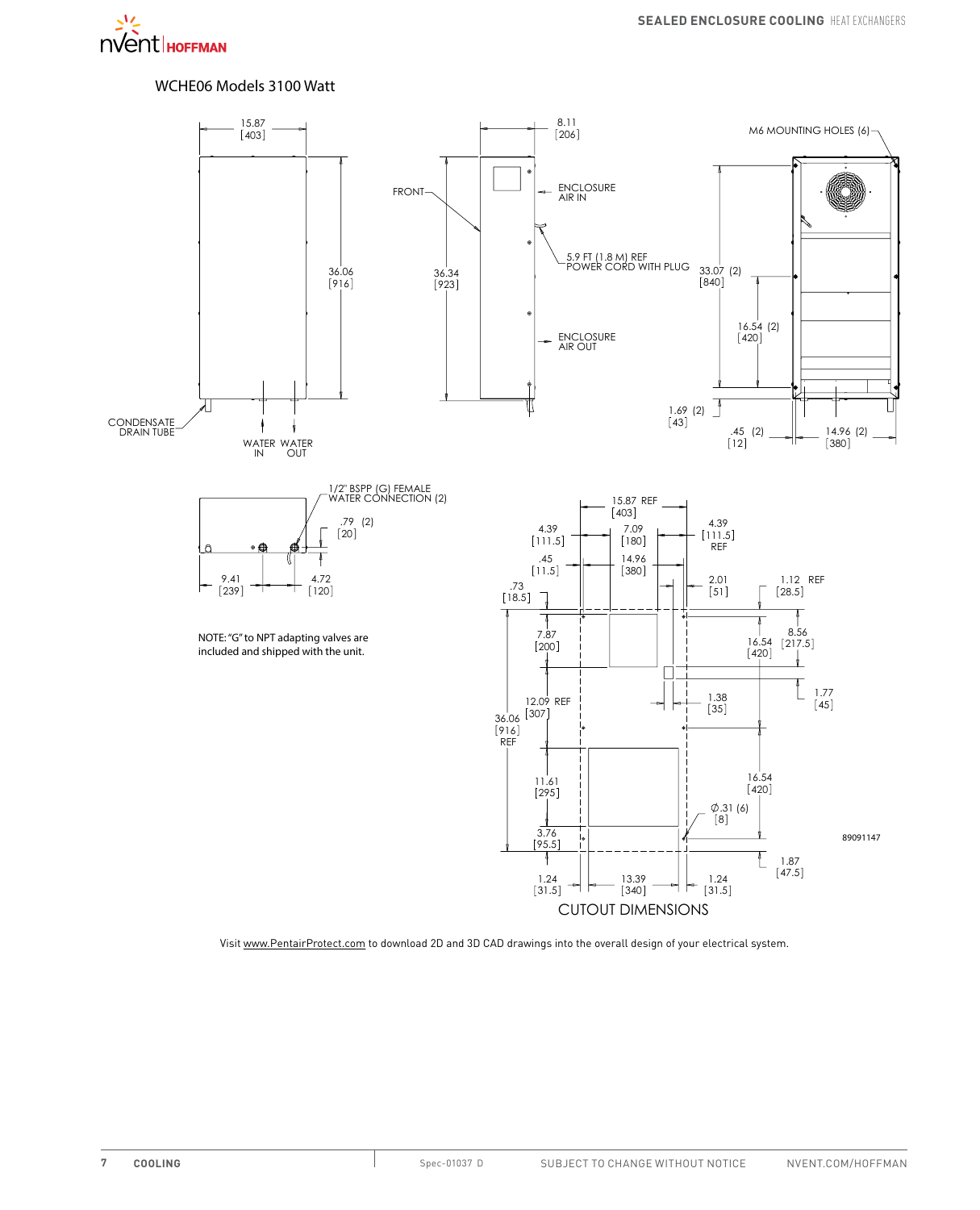## WCHE06 Models 3100 Watt

15.87 [403]

36.06 [916]

CONDENSATE DRAIN TUBE

WATER IN

WATER OUT

8.11 [206]

FRONT

36.34 [923]

ENCLOSURE AIR IN

5.9 FT (1.8 M) REF POWER CORD WITH PLUG

ENCLOSURE AIR OUT

M6 MOUNTING HOLES (6)

33.07 (2) [840]

16.54 (2) [420]

1.69 (2) [43]

.45 (2) [12]

14.96 (2) [380]

1/2" BSPP (G) FEMALE WATER CONNECTION (2)

.79 (2) [20]

9.41 [239]

4.72 [120]

NOTE: "G" to NPT adapting valves are included and shipped with the unit.

15.87 REF [403]

4.39 [111.5]

7.09 [180]

4.39 [111.5] REF

.45 [11.5]

14.96 [380]

.73 [18.5]

2.01 [51]

1.12 REF [28.5]

7.87 [200]

16.54 [420]

8.56 [217.5]

1.77 [45]

1.38 [35]

12.09 REF [307]

36.06 [916] REF

11.61 [295]

16.54 [420]

∅.31 (6) [8]

3.76 [95.5]

1.87 [47.5]

1.24 [31.5]

13.39 [340]

1.24 [31.5]

89091147

CUTOUT DIMENSIONS

Visit www.PentairProtect.com to download 2D and 3D CAD drawings into the overall design of your electrical system.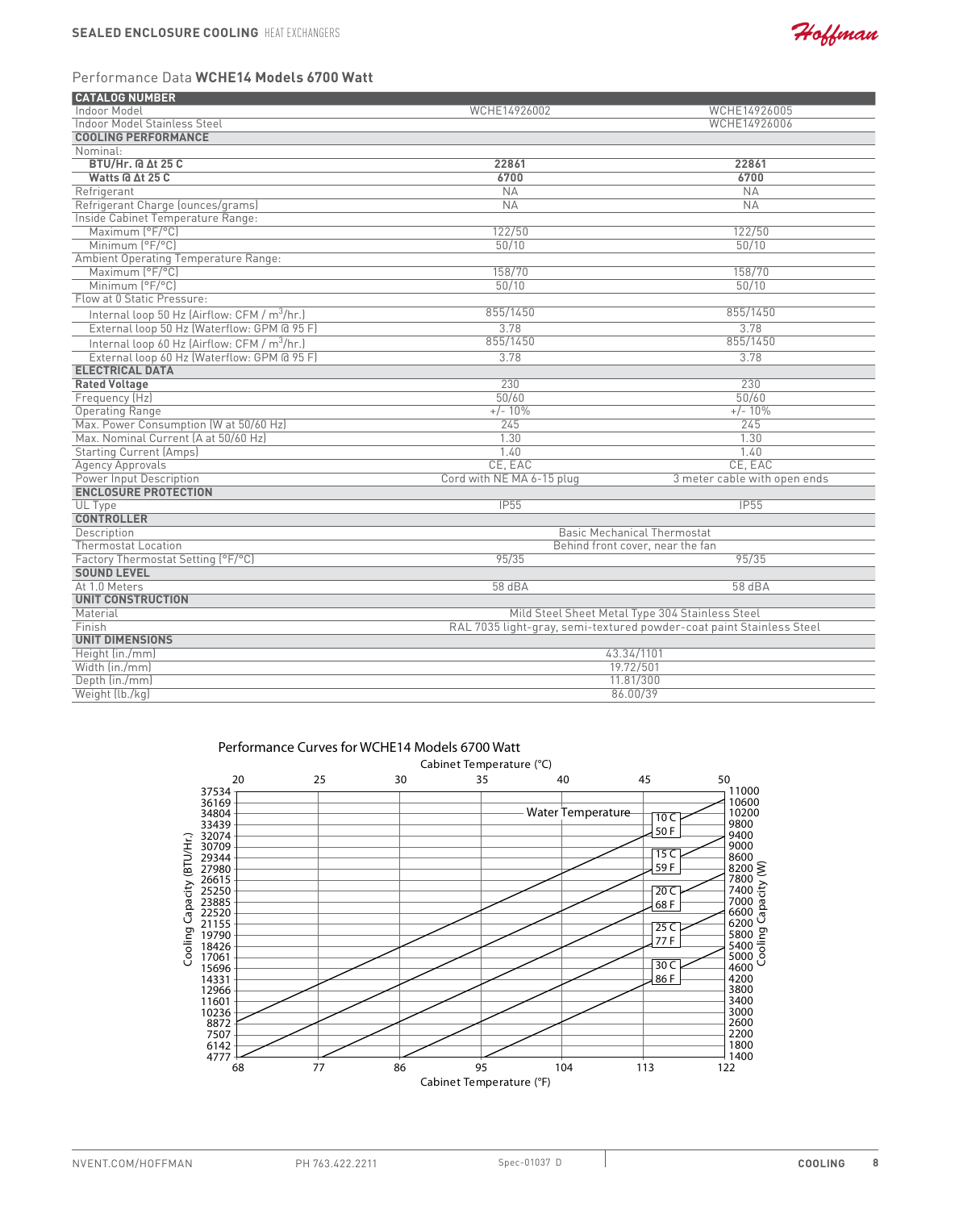## Performance Data **WCHE14 Models 6700 Watt**

| **CATALOG NUMBER** | | |
|---|---|---|
| Indoor Model | WCHE14926002 | WCHE14926005 |
| Indoor Model Stainless Steel | | WCHE14926006 |
| **COOLING PERFORMANCE** | | |
| Nominal: | | |
| **BTU/Hr. @ Δt 25 C** | **22861** | **22861** |
| **Watts @ Δt 25 C** | **6700** | **6700** |
| Refrigerant | NA | NA |
| Refrigerant Charge (ounces/grams) | NA | NA |
| Inside Cabinet Temperature Range: | | |
| Maximum (°F/°C) | 122/50 | 122/50 |
| Minimum (°F/°C) | 50/10 | 50/10 |
| Ambient Operating Temperature Range: | | |
| Maximum (°F/°C) | 158/70 | 158/70 |
| Minimum (°F/°C) | 50/10 | 50/10 |
| Flow at 0 Static Pressure: | | |
| Internal loop 50 Hz (Airflow: CFM / $m^3$/hr.) | 855/1450 | 855/1450 |
| External loop 50 Hz (Waterflow: GPM @ 95 F) | 3.78 | 3.78 |
| Internal loop 60 Hz (Airflow: CFM / $m^3$/hr.) | 855/1450 | 855/1450 |
| External loop 60 Hz (Waterflow: GPM @ 95 F) | 3.78 | 3.78 |
| **ELECTRICAL DATA** | | |
| **Rated Voltage** | 230 | 230 |
| Frequency (Hz) | 50/60 | 50/60 |
| Operating Range | +/- 10% | +/- 10% |
| Max. Power Consumption (W at 50/60 Hz) | 245 | 245 |
| Max. Nominal Current (A at 50/60 Hz) | 1.30 | 1.30 |
| Starting Current (Amps) | 1.40 | 1.40 |
| Agency Approvals | CE, EAC | CE, EAC |
| Power Input Description | Cord with NE MA 6-15 plug | 3 meter cable with open ends |
| **ENCLOSURE PROTECTION** | | |
| UL Type | IP55 | IP55 |
| **CONTROLLER** | | |
| Description | Basic Mechanical Thermostat | |
| Thermostat Location | Behind front cover, near the fan | |
| Factory Thermostat Setting (°F/°C) | 95/35 | 95/35 |
| **SOUND LEVEL** | | |
| At 1.0 Meters | 58 dBA | 58 dBA |
| **UNIT CONSTRUCTION** | | |
| Material | Mild Steel Sheet Metal Type 304 Stainless Steel | |
| Finish | RAL 7035 light-gray, semi-textured powder-coat paint Stainless Steel | |
| **UNIT DIMENSIONS** | | |
| Height (in./mm) | 43.34/1101 | |
| Width (in./mm) | 19.72/501 | |
| Depth (in./mm) | 11.81/300 | |
| Weight (lb./kg) | 86.00/39 | |

Performance Curves for WCHE14 Models 6700 Watt

Cabinet Temperature (°C): 20, 25, 30, 35, 40, 45, 50

Cooling Capacity (BTU/Hr.): 37534, 36169, 34804, 33439, 32074, 30709, 29344, 27980, 26615, 25250, 23885, 22520, 21155, 19790, 18426, 17061, 15696, 14331, 12966, 11601, 10236, 8872, 7507, 6142, 4777

Cooling Capacity (W): 11000, 10600, 10200, 9800, 9400, 9000, 8600, 8200, 7800, 7400, 7000, 6600, 6200, 5800, 5400, 5000, 4600, 4200, 3800, 3400, 3000, 2600, 2200, 1800, 1400

Water Temperature: 10 C / 50 F; 15 C / 59 F; 20 C / 68 F; 25 C / 77 F; 30 C / 86 F

Cabinet Temperature (°F): 68, 77, 86, 95, 104, 113, 122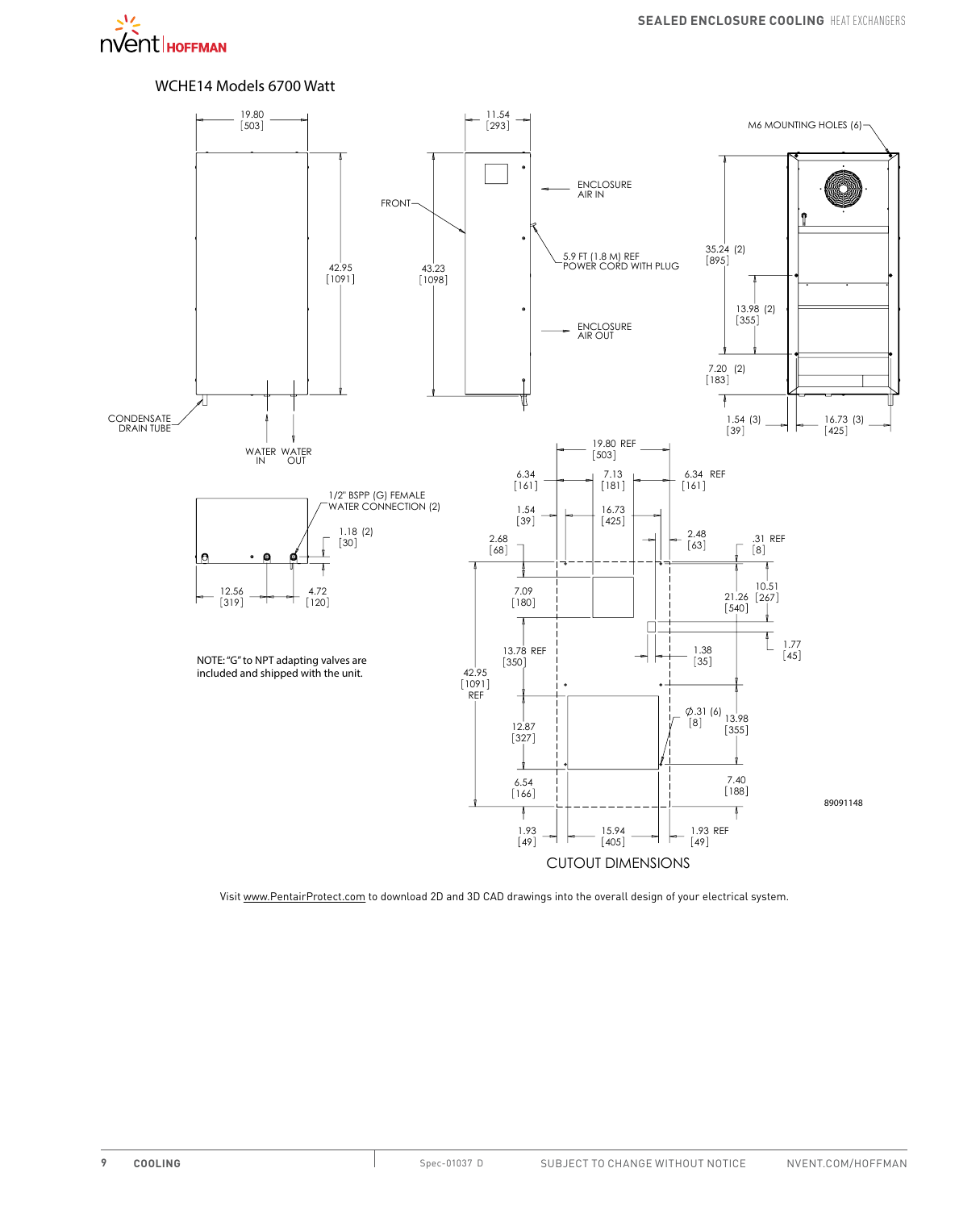## WCHE14 Models 6700 Watt

19.80 [503]

42.95 [1091]

CONDENSATE DRAIN TUBE

WATER IN

WATER OUT

11.54 [293]

FRONT

43.23 [1098]

ENCLOSURE AIR IN

5.9 FT (1.8 M) REF POWER CORD WITH PLUG

ENCLOSURE AIR OUT

M6 MOUNTING HOLES (6)

35.24 (2) [895]

13.98 (2) [355]

7.20 (2) [183]

1.54 (3) [39]

16.73 (3) [425]

1/2" BSPP (G) FEMALE WATER CONNECTION (2)

1.18 (2) [30]

12.56 [319]

4.72 [120]

NOTE: "G" to NPT adapting valves are included and shipped with the unit.

19.80 REF [503]

6.34 [161]

7.13 [181]

6.34 REF [161]

1.54 [39]

16.73 [425]

2.68 [68]

2.48 [63]

.31 REF [8]

7.09 [180]

10.51 [267]

21.26 [540]

1.77 [45]

13.78 REF [350]

1.38 [35]

42.95 [1091] REF

∅.31 (6) [8]

13.98 [355]

12.87 [327]

6.54 [166]

7.40 [188]

89091148

1.93 [49]

15.94 [405]

1.93 REF [49]

CUTOUT DIMENSIONS

Visit www.PentairProtect.com to download 2D and 3D CAD drawings into the overall design of your electrical system.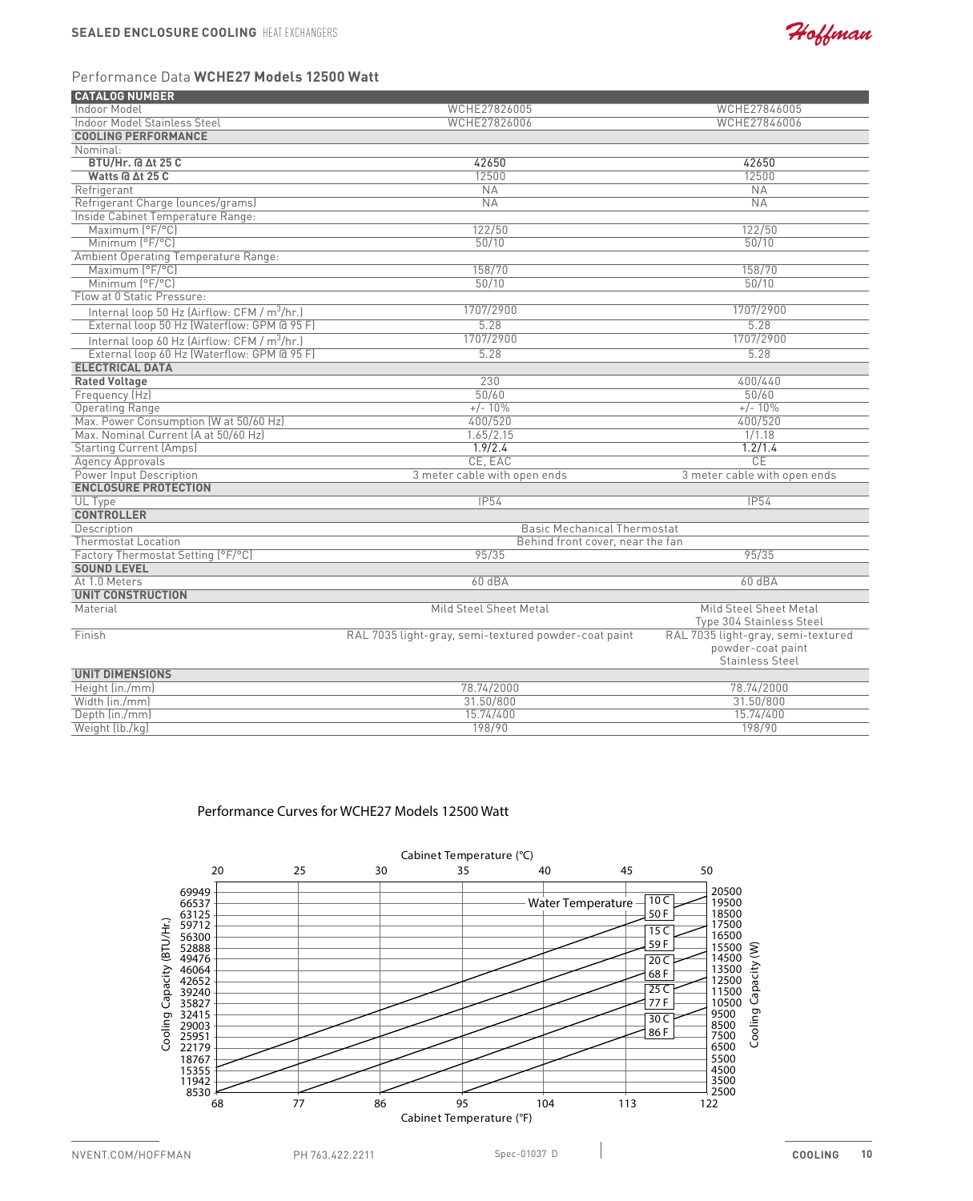## Performance Data **WCHE27 Models 12500 Watt**

| CATALOG NUMBER | | |
|---|---|---|
| Indoor Model | WCHE27826005 | WCHE27846005 |
| Indoor Model Stainless Steel | WCHE27826006 | WCHE27846006 |
| **COOLING PERFORMANCE** | | |
| Nominal: | | |
| **BTU/Hr. @ Δt 25 C** | 42650 | 42650 |
| **Watts @ Δt 25 C** | 12500 | 12500 |
| Refrigerant | NA | NA |
| Refrigerant Charge (ounces/grams) | NA | NA |
| Inside Cabinet Temperature Range: | | |
| Maximum (°F/°C) | 122/50 | 122/50 |
| Minimum (°F/°C) | 50/10 | 50/10 |
| Ambient Operating Temperature Range: | | |
| Maximum (°F/°C) | 158/70 | 158/70 |
| Minimum (°F/°C) | 50/10 | 50/10 |
| Flow at 0 Static Pressure: | | |
| Internal loop 50 Hz (Airflow: CFM / $m^3$/hr.) | 1707/2900 | 1707/2900 |
| External loop 50 Hz (Waterflow: GPM @ 95 F) | 5.28 | 5.28 |
| Internal loop 60 Hz (Airflow: CFM / $m^3$/hr.) | 1707/2900 | 1707/2900 |
| External loop 60 Hz (Waterflow: GPM @ 95 F) | 5.28 | 5.28 |
| **ELECTRICAL DATA** | | |
| **Rated Voltage** | 230 | 400/440 |
| Frequency (Hz) | 50/60 | 50/60 |
| Operating Range | +/- 10% | +/- 10% |
| Max. Power Consumption (W at 50/60 Hz) | 400/520 | 400/520 |
| Max. Nominal Current (A at 50/60 Hz) | 1.65/2.15 | 1/1.18 |
| Starting Current (Amps) | 1.9/2.4 | 1.2/1.4 |
| Agency Approvals | CE, EAC | CE |
| Power Input Description | 3 meter cable with open ends | 3 meter cable with open ends |
| **ENCLOSURE PROTECTION** | | |
| UL Type | IP54 | IP54 |
| **CONTROLLER** | | |
| Description | Basic Mechanical Thermostat | |
| Thermostat Location | Behind front cover, near the fan | |
| Factory Thermostat Setting (°F/°C) | 95/35 | 95/35 |
| **SOUND LEVEL** | | |
| At 1.0 Meters | 60 dBA | 60 dBA |
| **UNIT CONSTRUCTION** | | |
| Material | Mild Steel Sheet Metal | Mild Steel Sheet Metal<br>Type 304 Stainless Steel |
| Finish | RAL 7035 light-gray, semi-textured powder-coat paint | RAL 7035 light-gray, semi-textured powder-coat paint<br>Stainless Steel |
| **UNIT DIMENSIONS** | | |
| Height (in./mm) | 78.74/2000 | 78.74/2000 |
| Width (in./mm) | 31.50/800 | 31.50/800 |
| Depth (in./mm) | 15.74/400 | 15.74/400 |
| Weight (lb./kg) | 198/90 | 198/90 |

### Performance Curves for WCHE27 Models 12500 Watt

Cabinet Temperature (°C): 20, 25, 30, 35, 40, 45, 50

Cabinet Temperature (°F): 68, 77, 86, 95, 104, 113, 122

Cooling Capacity (BTU/Hr.): 69949, 66537, 63125, 59712, 56300, 52888, 49476, 46064, 42652, 39240, 35827, 32415, 29003, 25951, 22179, 18767, 15355, 11942, 8530

Cooling Capacity (W): 20500, 19500, 18500, 17500, 16500, 15500, 14500, 13500, 12500, 11500, 10500, 9500, 8500, 7500, 6500, 5500, 4500, 3500, 2500

Water Temperature: 10 C / 50 F, 15 C / 59 F, 20 C / 68 F, 25 C / 77 F, 30 C / 86 F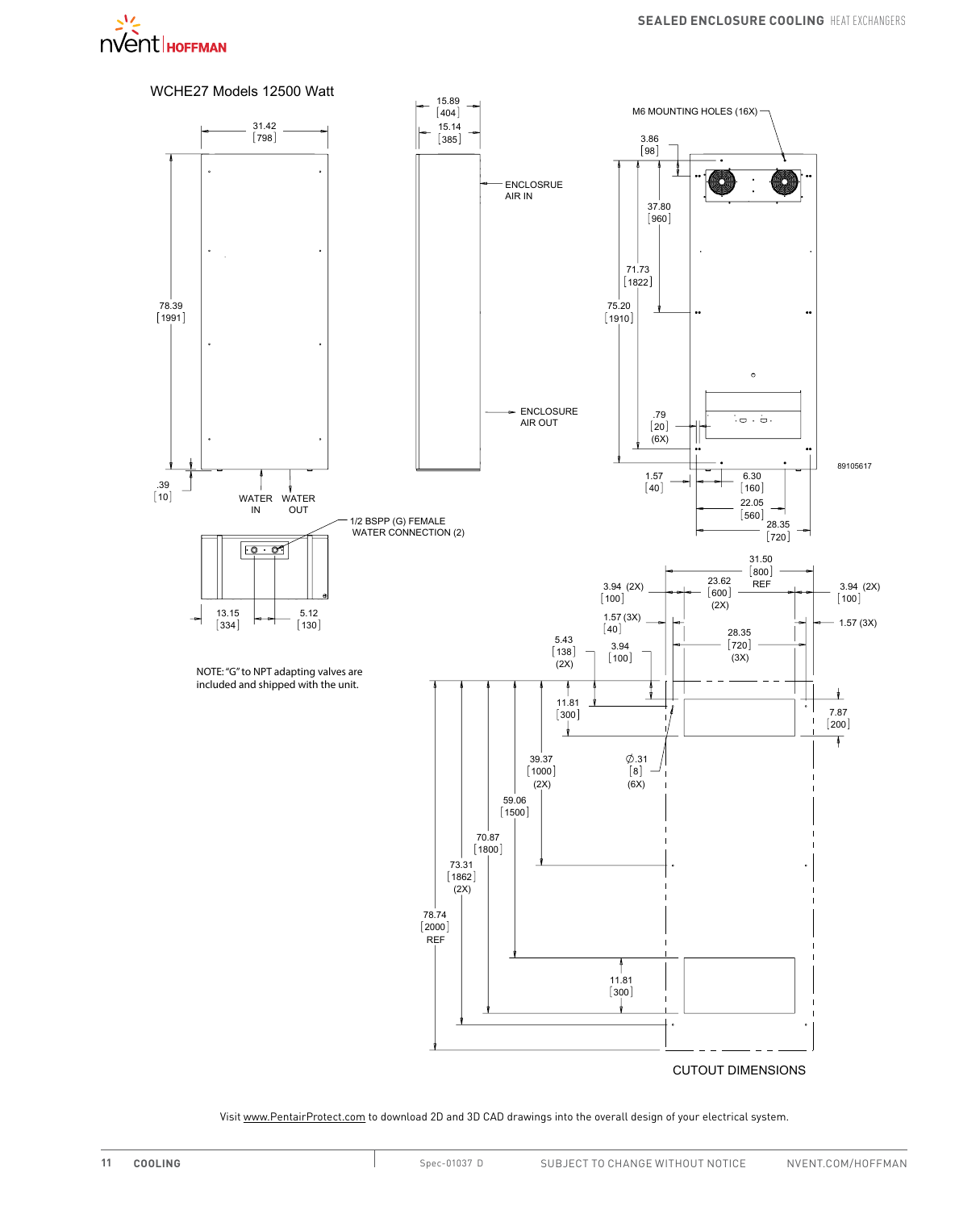## WCHE27 Models 12500 Watt

31.42 [798]

15.89 [404]

15.14 [385]

ENCLOSRUE AIR IN

ENCLOSURE AIR OUT

M6 MOUNTING HOLES (16X)

3.86 [98]

37.80 [960]

71.73 [1822]

75.20 [1910]

.79 [20] (6X)

78.39 [1991]

.39 [10]

WATER IN

WATER OUT

1/2 BSPP (G) FEMALE WATER CONNECTION (2)

13.15 [334]

5.12 [130]

1.57 [40]

6.30 [160]

22.05 [560]

28.35 [720]

89105617

NOTE: "G" to NPT adapting valves are included and shipped with the unit.

31.50 [800] REF

3.94 (2X) [100]

23.62 [600] (2X)

3.94 (2X) [100]

1.57 (3X) [40]

1.57 (3X)

28.35 [720] (3X)

5.43 [138] (2X)

3.94 [100]

11.81 [300]

7.87 [200]

39.37 [1000] (2X)

∅.31 [8] (6X)

59.06 [1500]

70.87 [1800]

73.31 [1862] (2X)

78.74 [2000] REF

11.81 [300]

CUTOUT DIMENSIONS

Visit www.PentairProtect.com to download 2D and 3D CAD drawings into the overall design of your electrical system.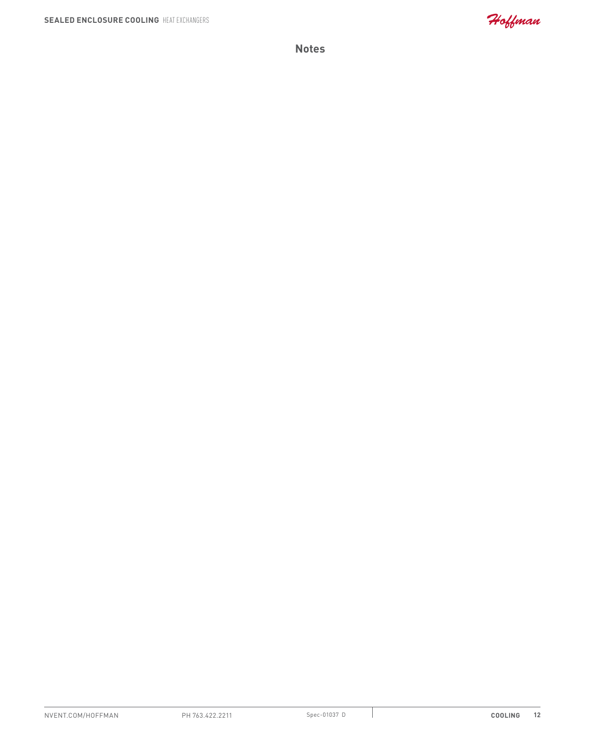## Notes